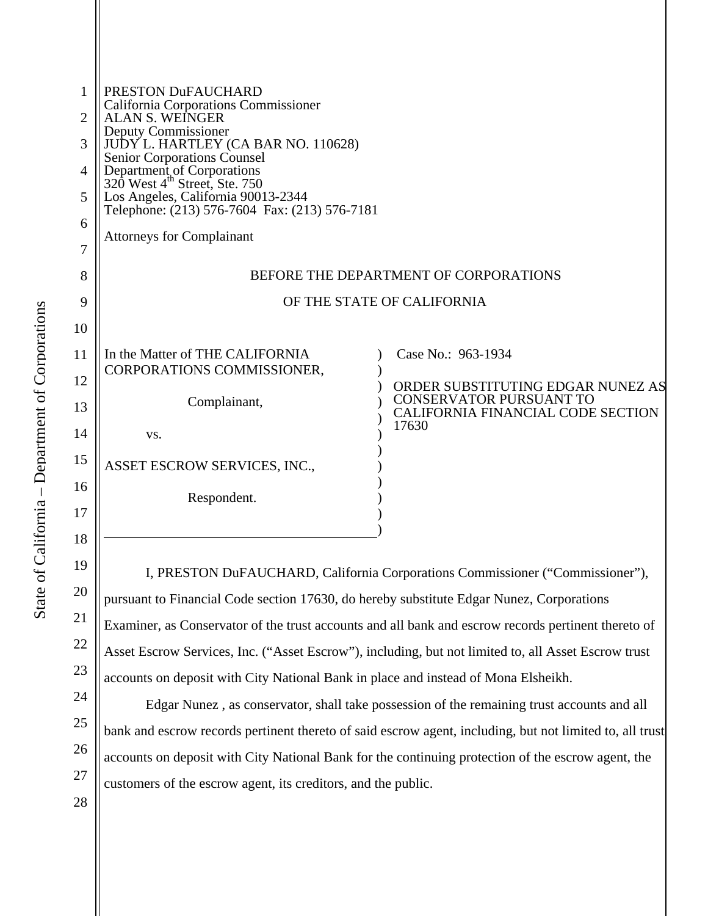PRESTON DuFAUCHARD
California Corporations Commissioner
ALAN S. WEINGER
Deputy Commissioner
JUDY L. HARTLEY (CA BAR NO. 110628)
Senior Corporations Counsel
Department of Corporations
320 West 4th Street, Ste. 750
Los Angeles, California 90013-2344
Telephone: (213) 576-7604 Fax: (213) 576-7181

Attorneys for Complainant

BEFORE THE DEPARTMENT OF CORPORATIONS

OF THE STATE OF CALIFORNIA

| | |
|---|---|
| In the Matter of THE CALIFORNIA CORPORATIONS COMMISSIONER,<br><br>Complainant,<br><br>vs.<br><br>ASSET ESCROW SERVICES, INC.,<br><br>Respondent. | Case No.: 963-1934<br><br>ORDER SUBSTITUTING EDGAR NUNEZ AS CONSERVATOR PURSUANT TO CALIFORNIA FINANCIAL CODE SECTION 17630 |

I, PRESTON DuFAUCHARD, California Corporations Commissioner ("Commissioner"), pursuant to Financial Code section 17630, do hereby substitute Edgar Nunez, Corporations Examiner, as Conservator of the trust accounts and all bank and escrow records pertinent thereto of Asset Escrow Services, Inc. ("Asset Escrow"), including, but not limited to, all Asset Escrow trust accounts on deposit with City National Bank in place and instead of Mona Elsheikh.

Edgar Nunez , as conservator, shall take possession of the remaining trust accounts and all bank and escrow records pertinent thereto of said escrow agent, including, but not limited to, all trust accounts on deposit with City National Bank for the continuing protection of the escrow agent, the customers of the escrow agent, its creditors, and the public.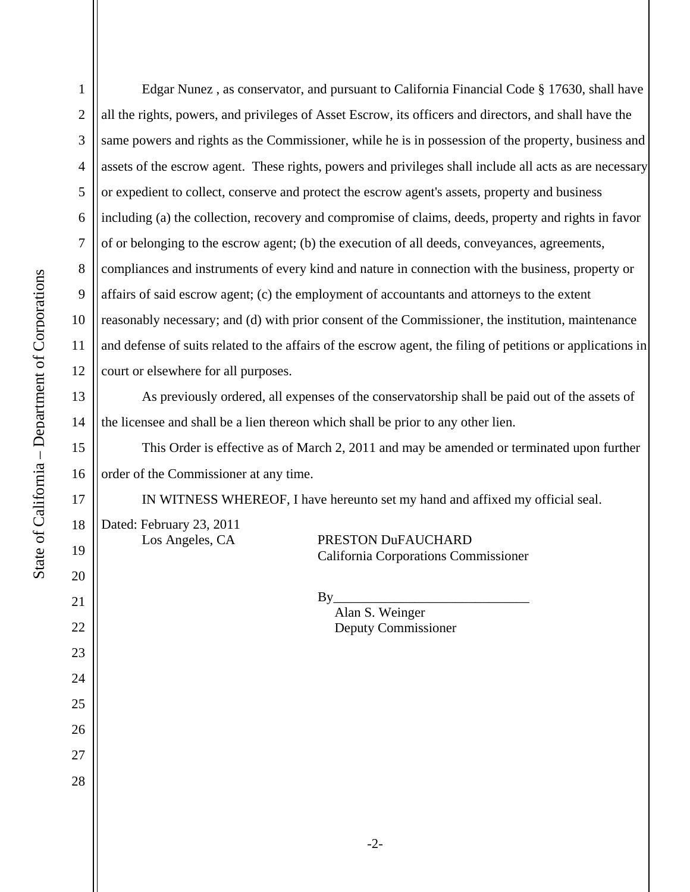Edgar Nunez , as conservator, and pursuant to California Financial Code § 17630, shall have all the rights, powers, and privileges of Asset Escrow, its officers and directors, and shall have the same powers and rights as the Commissioner, while he is in possession of the property, business and assets of the escrow agent. These rights, powers and privileges shall include all acts as are necessary or expedient to collect, conserve and protect the escrow agent's assets, property and business including (a) the collection, recovery and compromise of claims, deeds, property and rights in favor of or belonging to the escrow agent; (b) the execution of all deeds, conveyances, agreements, compliances and instruments of every kind and nature in connection with the business, property or affairs of said escrow agent; (c) the employment of accountants and attorneys to the extent reasonably necessary; and (d) with prior consent of the Commissioner, the institution, maintenance and defense of suits related to the affairs of the escrow agent, the filing of petitions or applications in court or elsewhere for all purposes.

As previously ordered, all expenses of the conservatorship shall be paid out of the assets of the licensee and shall be a lien thereon which shall be prior to any other lien.

This Order is effective as of March 2, 2011 and may be amended or terminated upon further order of the Commissioner at any time.

IN WITNESS WHEREOF, I have hereunto set my hand and affixed my official seal.

Dated: February 23, 2011
Los Angeles, CA

PRESTON DuFAUCHARD
California Corporations Commissioner

By_____________________________
Alan S. Weinger
Deputy Commissioner